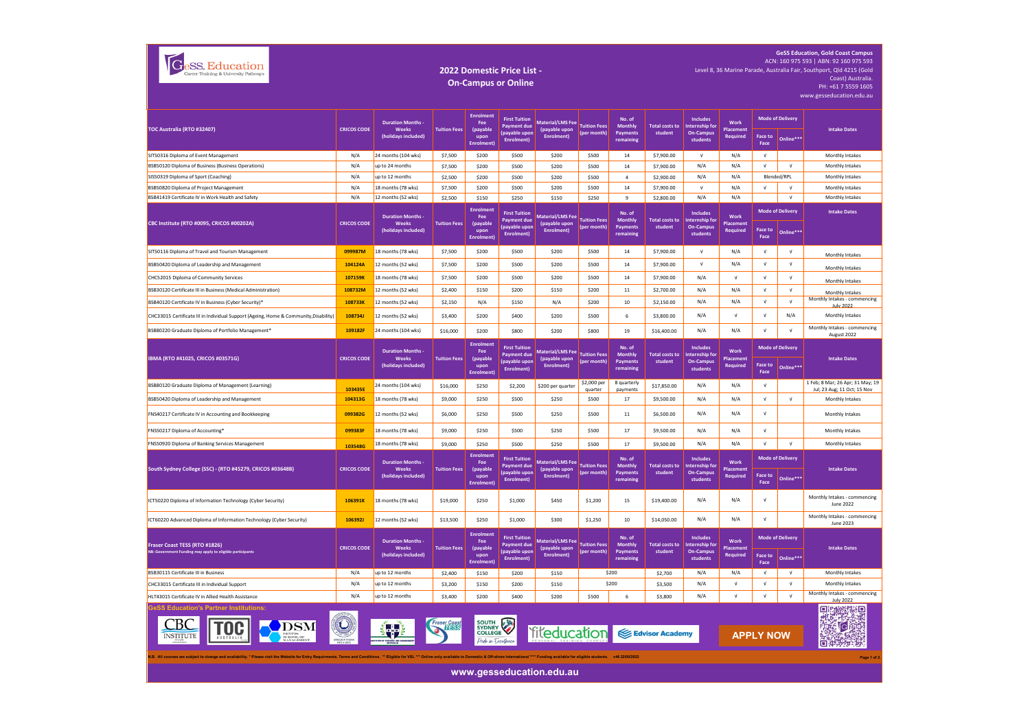GeSS Education — Career Training & University Pathways

# 2022 Domestic Price List - On-Campus or Online

**GeSS Education, Gold Coast Campus**
ACN: 160 975 593 | ABN: 92 160 975 593
Level 8, 36 Marine Parade, Australia Fair, Southport, Qld 4215 (Gold Coast) Australia.
PH: +61 7 5559 1605
www.gesseducation.edu.au

| TOC Australia (RTO #32407) | CRICOS CODE | Duration Months - Weeks (holidays included) | Tuition Fees | Enrolment Fee (payable upon Enrolment) | First Tuition Payment due (payable upon Enrolment) | Material/LMS Fee (payable upon Enrolment) | Tuition Fees (per month) | No. of Monthly Payments remaining | Total costs to student | Includes Internship for On-Campus students | Work Placement Required | Mode of Delivery: Face to Face | Mode of Delivery: Online*** | Intake Dates |
|---|---|---|---|---|---|---|---|---|---|---|---|---|---|---|
| SIT50316 Diploma of Event Management | N/A | 24 months (104 wks) | $7,500 | $200 | $500 | $200 | $500 | 14 | $7,900.00 | √ | N/A | √ | | Monthly Intakes |
| BSB50120 Diploma of Business (Business Operations) | N/A | up to 24 months | $7,500 | $200 | $500 | $200 | $500 | 14 | $7,900.00 | N/A | N/A | √ | √ | Monthly Intakes |
| SIS50319 Diploma of Sport (Coaching) | N/A | up to 12 months | $2,500 | $200 | $500 | $200 | $500 | 4 | $2,900.00 | N/A | N/A | Blended/RPL | | Monthly Intakes |
| BSB50820 Diploma of Project Management | N/A | 18 months (78 wks) | $7,500 | $200 | $500 | $200 | $500 | 14 | $7,900.00 | √ | N/A | √ | √ | Monthly Intakes |
| BSB41419 Certificate IV in Work Health and Safety | N/A | 12 months (52 wks) | $2,500 | $150 | $250 | $150 | $250 | 9 | $2,800.00 | N/A | N/A | | √ | Monthly Intakes |

| CBC Institute (RTO #0095, CRICOS #00202A) | CRICOS CODE | Duration Months - Weeks (holidays included) | Tuition Fees | Enrolment Fee (payable upon Enrolment) | First Tuition Payment due (payable upon Enrolment) | Material/LMS Fee (payable upon Enrolment) | Tuition Fees (per month) | No. of Monthly Payments remaining | Total costs to student | Includes Internship for On-Campus students | Work Placement Required | Mode of Delivery: Face to Face | Mode of Delivery: Online*** | Intake Dates |
|---|---|---|---|---|---|---|---|---|---|---|---|---|---|---|
| SIT50116 Diploma of Travel and Tourism Management | 099987M | 18 months (78 wks) | $7,500 | $200 | $500 | $200 | $500 | 14 | $7,900.00 | √ | N/A | √ | √ | Monthly Intakes |
| BSB50420 Diploma of Leadership and Management | 104124A | 12 months (52 wks) | $7,500 | $200 | $500 | $200 | $500 | 14 | $7,900.00 | √ | N/A | √ | √ | Monthly Intakes |
| CHC52015 Diploma of Community Services | 107159K | 18 months (78 wks) | $7,500 | $200 | $500 | $200 | $500 | 14 | $7,900.00 | N/A | √ | √ | √ | Monthly Intakes |
| BSB30120 Certificate III in Business (Medical Administration) | 108732M | 12 months (52 wks) | $2,400 | $150 | $200 | $150 | $200 | 11 | $2,700.00 | N/A | N/A | √ | √ | Monthly Intakes |
| BSB40120 Certificate IV in Business (Cyber Security)* | 108733K | 12 months (52 wks) | $2,150 | N/A | $150 | N/A | $200 | 10 | $2,150.00 | N/A | N/A | √ | √ | Monthly Intakes - commencing July 2022 |
| CHC33015 Certificate III in Individual Support (Ageing, Home & Community,Disability) | 108734J | 12 months (52 wks) | $3,400 | $200 | $400 | $200 | $500 | 6 | $3,800.00 | N/A | √ | √ | N/A | Monthly Intakes |
| BSB80220 Graduate Diploma of Portfolio Management* | 109182F | 24 months (104 wks) | $16,000 | $200 | $800 | $200 | $800 | 19 | $16,400.00 | N/A | N/A | √ | √ | Monthly Intakes - commencing August 2022 |

| IBMA (RTO #41025, CRICOS #03571G) | CRICOS CODE | Duration Months - Weeks (holidays included) | Tuition Fees | Enrolment Fee (payable upon Enrolment) | First Tuition Payment due (payable upon Enrolment) | Material/LMS Fee (payable upon Enrolment) | Tuition Fees (per month) | No. of Monthly Payments remaining | Total costs to student | Includes Internship for On-Campus students | Work Placement Required | Mode of Delivery: Face to Face | Mode of Delivery: Online*** | Intake Dates |
|---|---|---|---|---|---|---|---|---|---|---|---|---|---|---|
| BSB80120 Graduate Diploma of Management (Learning) | 103435E | 24 months (104 wks) | $16,000 | $250 | $2,200 | $200 per quarter | $2,000 per quarter | 8 quarterly payments | $17,850.00 | N/A | N/A | √ | | 1 Feb; 8 Mar; 26 Apr; 31 May; 19 Jul; 23 Aug; 11 Oct; 15 Nov |
| BSB50420 Diploma of Leadership and Management | 104313G | 18 months (78 wks) | $9,000 | $250 | $500 | $250 | $500 | 17 | $9,500.00 | N/A | N/A | √ | √ | Monthly Intakes |
| FNS40217 Certificate IV in Accounting and Bookkeeping | 099382G | 12 months (52 wks) | $6,000 | $250 | $500 | $250 | $500 | 11 | $6,500.00 | N/A | N/A | √ | | Monthly Intakes |
| FNS50217 Diploma of Accounting* | 099383F | 18 months (78 wks) | $9,000 | $250 | $500 | $250 | $500 | 17 | $9,500.00 | N/A | N/A | √ | | Monthly Intakes |
| FNS50920 Diploma of Banking Services Management | 103548G | 18 months (78 wks) | $9,000 | $250 | $500 | $250 | $500 | 17 | $9,500.00 | N/A | N/A | √ | √ | Monthly Intakes |

| South Sydney College (SSC) - (RTO #45279, CRICOS #03648B) | CRICOS CODE | Duration Months - Weeks (holidays included) | Tuition Fees | Enrolment Fee (payable upon Enrolment) | First Tuition Payment due (payable upon Enrolment) | Material/LMS Fee (payable upon Enrolment) | Tuition Fees (per month) | No. of Monthly Payments remaining | Total costs to student | Includes Internship for On-Campus students | Work Placement Required | Mode of Delivery: Face to Face | Mode of Delivery: Online*** | Intake Dates |
|---|---|---|---|---|---|---|---|---|---|---|---|---|---|---|
| ICT50220 Diploma of Information Technology (Cyber Security) | 106391K | 18 months (78 wks) | $19,000 | $250 | $1,000 | $450 | $1,200 | 15 | $19,400.00 | N/A | N/A | √ | | Monthly Intakes - commencing June 2022 |
| ICT60220 Advanced Diploma of Information Technology (Cyber Security) | 106392J | 12 months (52 wks) | $13,500 | $250 | $1,000 | $300 | $1,250 | 10 | $14,050.00 | N/A | N/A | √ | | Monthly Intakes - commencing June 2023 |

| Fraser Coast TESS (RTO #1826) NB: Government Funding may apply to eligible participants | CRICOS CODE | Duration Months - Weeks (holidays included) | Tuition Fees | Enrolment Fee (payable upon Enrolment) | First Tuition Payment due (payable upon Enrolment) | Material/LMS Fee (payable upon Enrolment) | Tuition Fees (per month) | No. of Monthly Payments remaining | Total costs to student | Includes Internship for On-Campus students | Work Placement Required | Mode of Delivery: Face to Face | Mode of Delivery: Online*** | Intake Dates |
|---|---|---|---|---|---|---|---|---|---|---|---|---|---|---|
| BSB30115 Certificate III in Business | N/A | up to 12 months | $2,400 | $150 | $200 | $150 | $200 | | $2,700 | N/A | N/A | √ | √ | Monthly Intakes |
| CHC33015 Certificate III in Individual Support | N/A | up to 12 months | $3,200 | $150 | $200 | $150 | $200 | | $3,500 | N/A | √ | √ | √ | Monthly Intakes |
| HLT43015 Certificate IV in Allied Health Assistance | N/A | up to 12 months | $3,400 | $200 | $400 | $200 | $500 | 6 | $3,800 | N/A | √ | √ | √ | Monthly Intakes - commencing July 2022 |

**GeSS Education's Partner Institutions:**

CBC Institute | TOC Australia | DSM Dentis School of Management | Fraser Coast TESS | South Sydney College | fiteducation | Edvisor Academy

**APPLY NOW**

N.B. All courses are subject to change and availability. * Please visit the Website for Entry Requirements, Terms and Conditions. ** Eligible for VSL *** Online only available to Domestic & Off-shore International **** Funding available for eligible students. v46 22/05/2022

www.gesseducation.edu.au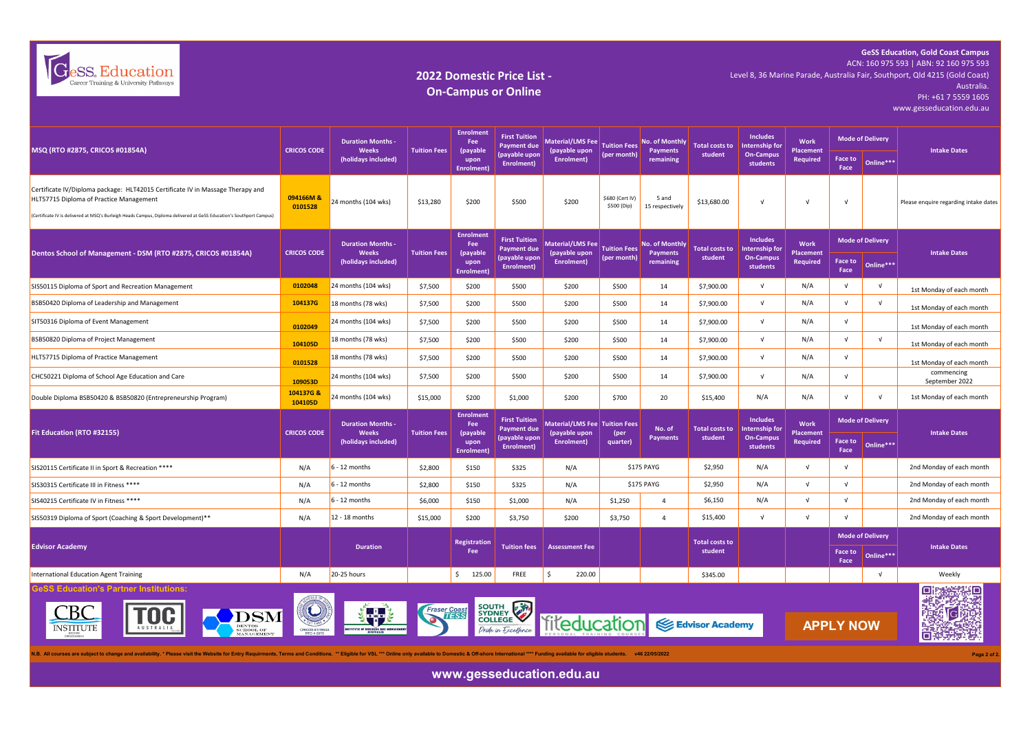GeSS Education
Career Training & University Pathways

# 2022 Domestic Price List - On-Campus or Online

**GeSS Education, Gold Coast Campus**
ACN: 160 975 593 | ABN: 92 160 975 593
Level 8, 36 Marine Parade, Australia Fair, Southport, Qld 4215 (Gold Coast) Australia.
PH: +61 7 5559 1605
www.gesseducation.edu.au

| MSQ (RTO #2875, CRICOS #01854A) | CRICOS CODE | Duration Months - Weeks (holidays included) | Tuition Fees | Enrolment Fee (payable upon Enrolment) | First Tuition Payment due (payable upon Enrolment) | Material/LMS Fee (payable upon Enrolment) | Tuition Fees (per month) | No. of Monthly Payments remaining | Total costs to student | Includes Internship for On-Campus students | Work Placement Required | Mode of Delivery: Face to Face | Mode of Delivery: Online*** | Intake Dates |
|---|---|---|---|---|---|---|---|---|---|---|---|---|---|---|
| Certificate IV/Diploma package: HLT42015 Certificate IV in Massage Therapy and HLT57715 Diploma of Practice Management (Certificate IV is delivered at MSQ's Burleigh Heads Campus, Diploma delivered at GeSS Education's Southport Campus) | 094166M & 0101528 | 24 months (104 wks) | $13,280 | $200 | $500 | $200 | $680 (Cert IV) $500 (Dip) | 5 and 15 respectively | $13,680.00 | √ | √ | √ | | Please enquire regarding intake dates |
| **Dentos School of Management - DSM (RTO #2875, CRICOS #01854A)** | **CRICOS CODE** | **Duration Months - Weeks (holidays included)** | **Tuition Fees** | **Enrolment Fee (payable upon Enrolment)** | **First Tuition Payment due (payable upon Enrolment)** | **Material/LMS Fee (payable upon Enrolment)** | **Tuition Fees (per month)** | **No. of Monthly Payments remaining** | **Total costs to student** | **Includes Internship for On-Campus students** | **Work Placement Required** | **Face to Face** | **Online*** ** | **Intake Dates** |
| SIS50115 Diploma of Sport and Recreation Management | 0102048 | 24 months (104 wks) | $7,500 | $200 | $500 | $200 | $500 | 14 | $7,900.00 | √ | N/A | √ | √ | 1st Monday of each month |
| BSB50420 Diploma of Leadership and Management | 104137G | 18 months (78 wks) | $7,500 | $200 | $500 | $200 | $500 | 14 | $7,900.00 | √ | N/A | √ | √ | 1st Monday of each month |
| SIT50316 Diploma of Event Management | 0102049 | 24 months (104 wks) | $7,500 | $200 | $500 | $200 | $500 | 14 | $7,900.00 | √ | N/A | √ | | 1st Monday of each month |
| BSB50820 Diploma of Project Management | 104105D | 18 months (78 wks) | $7,500 | $200 | $500 | $200 | $500 | 14 | $7,900.00 | √ | N/A | √ | √ | 1st Monday of each month |
| HLT57715 Diploma of Practice Management | 0101528 | 18 months (78 wks) | $7,500 | $200 | $500 | $200 | $500 | 14 | $7,900.00 | √ | N/A | √ | | 1st Monday of each month |
| CHC50221 Diploma of School Age Education and Care | 109053D | 24 months (104 wks) | $7,500 | $200 | $500 | $200 | $500 | 14 | $7,900.00 | √ | N/A | √ | | commencing September 2022 |
| Double Diploma BSB50420 & BSB50820 (Entrepreneurship Program) | 104137G & 104105D | 24 months (104 wks) | $15,000 | $200 | $1,000 | $200 | $700 | 20 | $15,400 | N/A | N/A | √ | √ | 1st Monday of each month |
| **Fit Education (RTO #32155)** | **CRICOS CODE** | **Duration Months - Weeks (holidays included)** | **Tuition Fees** | **Enrolment Fee (payable upon Enrolment)** | **First Tuition Payment due (payable upon Enrolment)** | **Material/LMS Fee (payable upon Enrolment)** | **Tuition Fees (per quarter)** | **No. of Payments** | **Total costs to student** | **Includes Internship for On-Campus students** | **Work Placement Required** | **Face to Face** | **Online*** ** | **Intake Dates** |
| SIS20115 Certificate II in Sport & Recreation **** | N/A | 6 - 12 months | $2,800 | $150 | $325 | N/A | $175 PAYG | | $2,950 | N/A | √ | √ | | 2nd Monday of each month |
| SIS30315 Certificate III in Fitness **** | N/A | 6 - 12 months | $2,800 | $150 | $325 | N/A | $175 PAYG | | $2,950 | N/A | √ | √ | | 2nd Monday of each month |
| SIS40215 Certificate IV in Fitness **** | N/A | 6 - 12 months | $6,000 | $150 | $1,000 | N/A | $1,250 | 4 | $6,150 | N/A | √ | √ | | 2nd Monday of each month |
| SIS50319 Diploma of Sport (Coaching & Sport Development)** | N/A | 12 - 18 months | $15,000 | $200 | $3,750 | $200 | $3,750 | 4 | $15,400 | √ | √ | √ | | 2nd Monday of each month |
| **Edvisor Academy** | | **Duration** | | **Registration Fee** | **Tuition fees** | **Assessment Fee** | | | **Total costs to student** | | | **Face to Face** | **Online*** ** | **Intake Dates** |
| International Education Agent Training | N/A | 20-25 hours | | $ 125.00 | FREE | $ 220.00 | | | $345.00 | | | | √ | Weekly |

**GeSS Education's Partner Institutions:**

APPLY NOW

N.B. All courses are subject to change and availability. * Please visit the Website for Entry Requirments, Terms and Conditions. ** Eligible for VSL *** Online only available to Domestic & Off-shore International **** Funding available for eligible students. v46 22/05/2022

www.gesseducation.edu.au